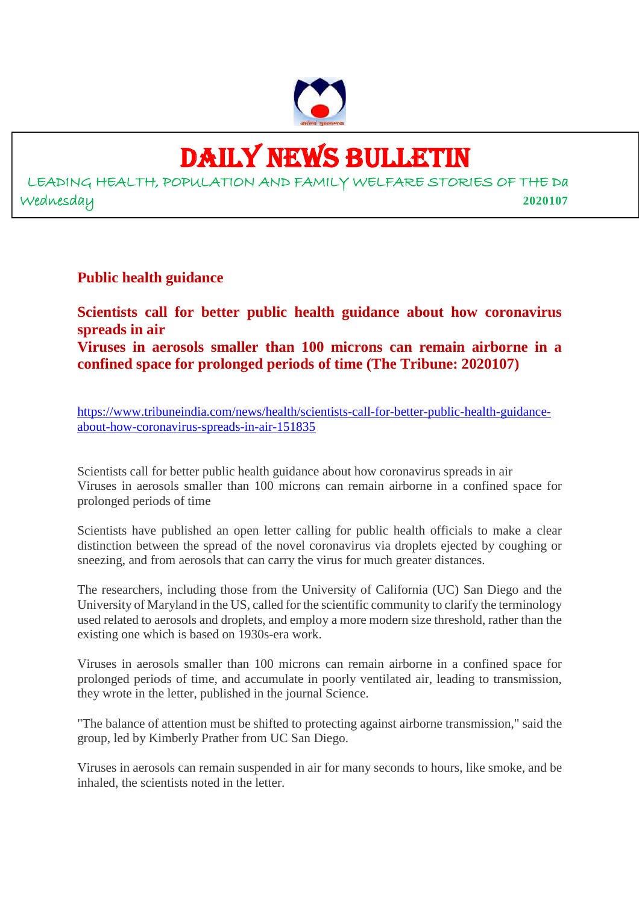# DAILY NEWS BULLETIN

LEADING HEALTH, POPULATION AND FAMILY WELFARE STORIES OF THE Da

Wednesday **2020107**

## Public health guidance

### Scientists call for better public health guidance about how coronavirus spreads in air
### Viruses in aerosols smaller than 100 microns can remain airborne in a confined space for prolonged periods of time (The Tribune: 2020107)

https://www.tribuneindia.com/news/health/scientists-call-for-better-public-health-guidance-about-how-coronavirus-spreads-in-air-151835

Scientists call for better public health guidance about how coronavirus spreads in air
Viruses in aerosols smaller than 100 microns can remain airborne in a confined space for prolonged periods of time

Scientists have published an open letter calling for public health officials to make a clear distinction between the spread of the novel coronavirus via droplets ejected by coughing or sneezing, and from aerosols that can carry the virus for much greater distances.

The researchers, including those from the University of California (UC) San Diego and the University of Maryland in the US, called for the scientific community to clarify the terminology used related to aerosols and droplets, and employ a more modern size threshold, rather than the existing one which is based on 1930s-era work.

Viruses in aerosols smaller than 100 microns can remain airborne in a confined space for prolonged periods of time, and accumulate in poorly ventilated air, leading to transmission, they wrote in the letter, published in the journal Science.

"The balance of attention must be shifted to protecting against airborne transmission," said the group, led by Kimberly Prather from UC San Diego.

Viruses in aerosols can remain suspended in air for many seconds to hours, like smoke, and be inhaled, the scientists noted in the letter.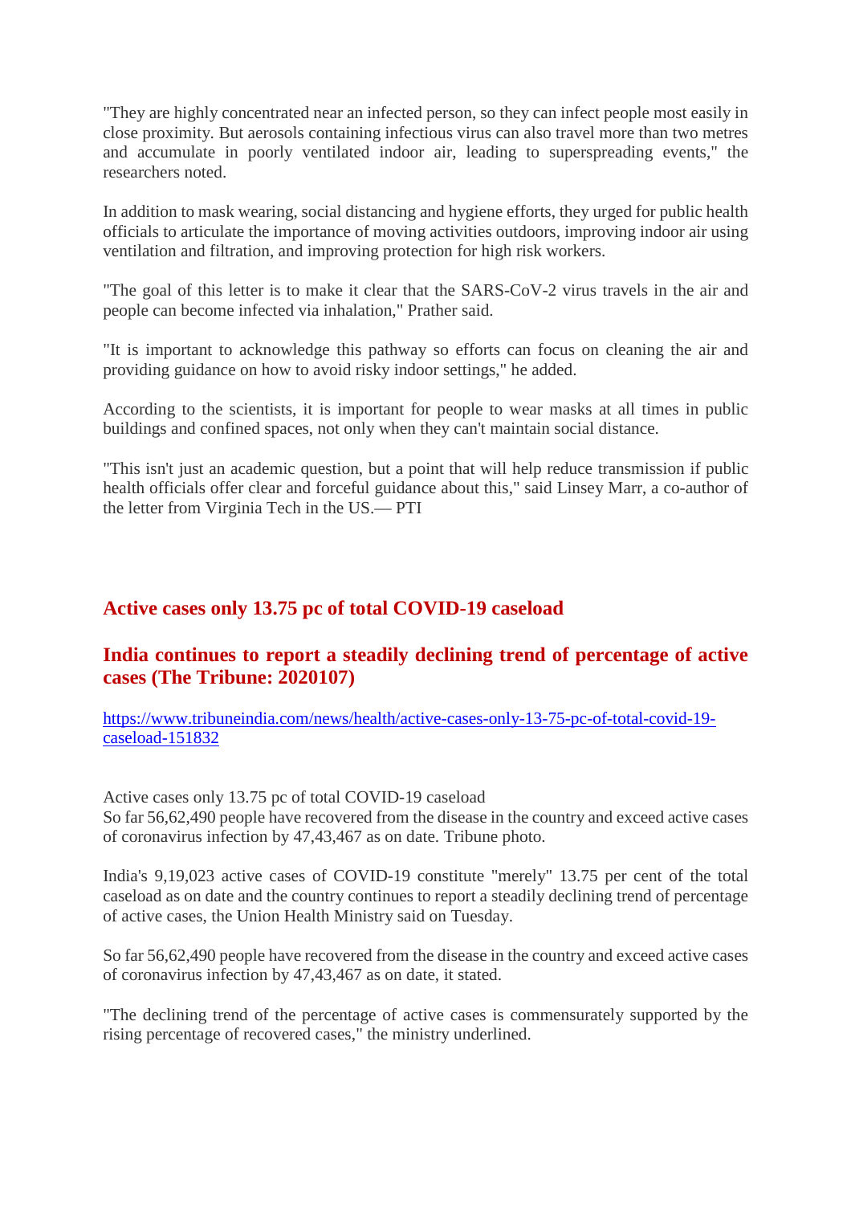"They are highly concentrated near an infected person, so they can infect people most easily in close proximity. But aerosols containing infectious virus can also travel more than two metres and accumulate in poorly ventilated indoor air, leading to superspreading events," the researchers noted.

In addition to mask wearing, social distancing and hygiene efforts, they urged for public health officials to articulate the importance of moving activities outdoors, improving indoor air using ventilation and filtration, and improving protection for high risk workers.

"The goal of this letter is to make it clear that the SARS-CoV-2 virus travels in the air and people can become infected via inhalation," Prather said.

"It is important to acknowledge this pathway so efforts can focus on cleaning the air and providing guidance on how to avoid risky indoor settings," he added.

According to the scientists, it is important for people to wear masks at all times in public buildings and confined spaces, not only when they can't maintain social distance.

"This isn't just an academic question, but a point that will help reduce transmission if public health officials offer clear and forceful guidance about this," said Linsey Marr, a co-author of the letter from Virginia Tech in the US.— PTI

## Active cases only 13.75 pc of total COVID-19 caseload

## India continues to report a steadily declining trend of percentage of active cases (The Tribune: 2020107)

https://www.tribuneindia.com/news/health/active-cases-only-13-75-pc-of-total-covid-19-caseload-151832

Active cases only 13.75 pc of total COVID-19 caseload
So far 56,62,490 people have recovered from the disease in the country and exceed active cases of coronavirus infection by 47,43,467 as on date. Tribune photo.

India's 9,19,023 active cases of COVID-19 constitute "merely" 13.75 per cent of the total caseload as on date and the country continues to report a steadily declining trend of percentage of active cases, the Union Health Ministry said on Tuesday.

So far 56,62,490 people have recovered from the disease in the country and exceed active cases of coronavirus infection by 47,43,467 as on date, it stated.

"The declining trend of the percentage of active cases is commensurately supported by the rising percentage of recovered cases," the ministry underlined.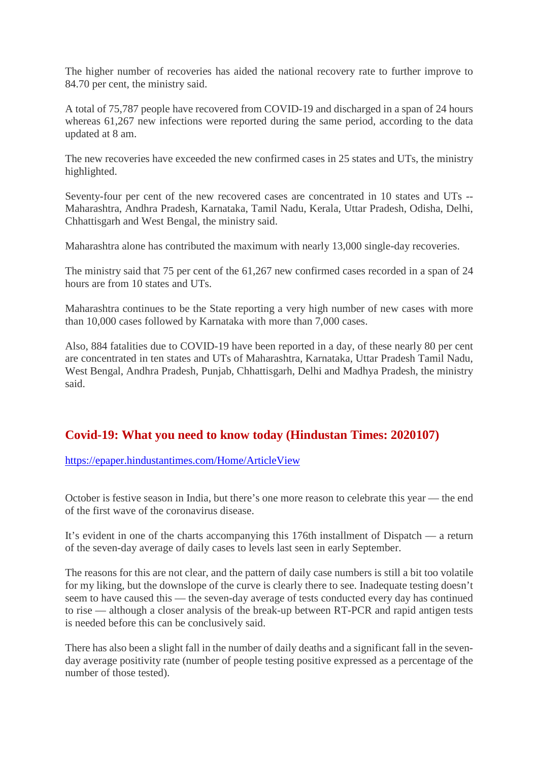The higher number of recoveries has aided the national recovery rate to further improve to 84.70 per cent, the ministry said.

A total of 75,787 people have recovered from COVID-19 and discharged in a span of 24 hours whereas 61,267 new infections were reported during the same period, according to the data updated at 8 am.

The new recoveries have exceeded the new confirmed cases in 25 states and UTs, the ministry highlighted.

Seventy-four per cent of the new recovered cases are concentrated in 10 states and UTs -- Maharashtra, Andhra Pradesh, Karnataka, Tamil Nadu, Kerala, Uttar Pradesh, Odisha, Delhi, Chhattisgarh and West Bengal, the ministry said.

Maharashtra alone has contributed the maximum with nearly 13,000 single-day recoveries.

The ministry said that 75 per cent of the 61,267 new confirmed cases recorded in a span of 24 hours are from 10 states and UTs.

Maharashtra continues to be the State reporting a very high number of new cases with more than 10,000 cases followed by Karnataka with more than 7,000 cases.

Also, 884 fatalities due to COVID-19 have been reported in a day, of these nearly 80 per cent are concentrated in ten states and UTs of Maharashtra, Karnataka, Uttar Pradesh Tamil Nadu, West Bengal, Andhra Pradesh, Punjab, Chhattisgarh, Delhi and Madhya Pradesh, the ministry said.

## Covid-19: What you need to know today (Hindustan Times: 2020107)

https://epaper.hindustantimes.com/Home/ArticleView

October is festive season in India, but there's one more reason to celebrate this year — the end of the first wave of the coronavirus disease.

It's evident in one of the charts accompanying this 176th installment of Dispatch — a return of the seven-day average of daily cases to levels last seen in early September.

The reasons for this are not clear, and the pattern of daily case numbers is still a bit too volatile for my liking, but the downslope of the curve is clearly there to see. Inadequate testing doesn't seem to have caused this — the seven-day average of tests conducted every day has continued to rise — although a closer analysis of the break-up between RT-PCR and rapid antigen tests is needed before this can be conclusively said.

There has also been a slight fall in the number of daily deaths and a significant fall in the seven-day average positivity rate (number of people testing positive expressed as a percentage of the number of those tested).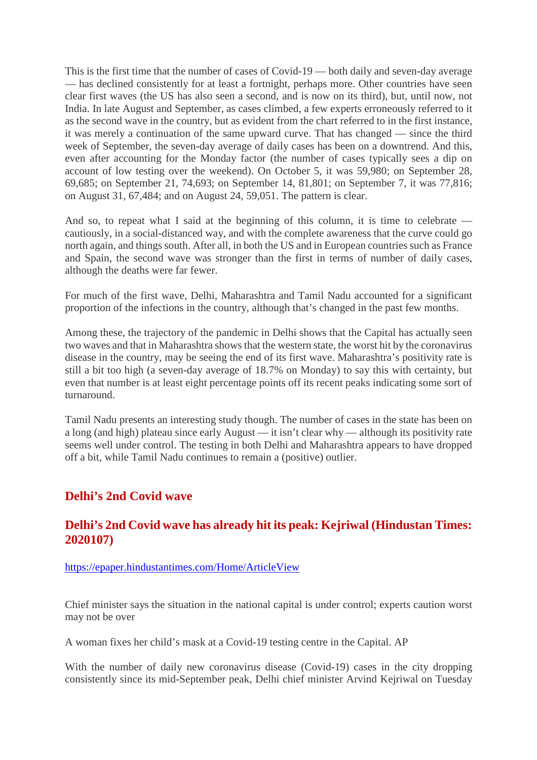This is the first time that the number of cases of Covid-19 — both daily and seven-day average — has declined consistently for at least a fortnight, perhaps more. Other countries have seen clear first waves (the US has also seen a second, and is now on its third), but, until now, not India. In late August and September, as cases climbed, a few experts erroneously referred to it as the second wave in the country, but as evident from the chart referred to in the first instance, it was merely a continuation of the same upward curve. That has changed — since the third week of September, the seven-day average of daily cases has been on a downtrend. And this, even after accounting for the Monday factor (the number of cases typically sees a dip on account of low testing over the weekend). On October 5, it was 59,980; on September 28, 69,685; on September 21, 74,693; on September 14, 81,801; on September 7, it was 77,816; on August 31, 67,484; and on August 24, 59,051. The pattern is clear.

And so, to repeat what I said at the beginning of this column, it is time to celebrate — cautiously, in a social-distanced way, and with the complete awareness that the curve could go north again, and things south. After all, in both the US and in European countries such as France and Spain, the second wave was stronger than the first in terms of number of daily cases, although the deaths were far fewer.

For much of the first wave, Delhi, Maharashtra and Tamil Nadu accounted for a significant proportion of the infections in the country, although that's changed in the past few months.

Among these, the trajectory of the pandemic in Delhi shows that the Capital has actually seen two waves and that in Maharashtra shows that the western state, the worst hit by the coronavirus disease in the country, may be seeing the end of its first wave. Maharashtra's positivity rate is still a bit too high (a seven-day average of 18.7% on Monday) to say this with certainty, but even that number is at least eight percentage points off its recent peaks indicating some sort of turnaround.

Tamil Nadu presents an interesting study though. The number of cases in the state has been on a long (and high) plateau since early August — it isn't clear why — although its positivity rate seems well under control. The testing in both Delhi and Maharashtra appears to have dropped off a bit, while Tamil Nadu continues to remain a (positive) outlier.

## Delhi's 2nd Covid wave

## Delhi's 2nd Covid wave has already hit its peak: Kejriwal (Hindustan Times: 2020107)

https://epaper.hindustantimes.com/Home/ArticleView

Chief minister says the situation in the national capital is under control; experts caution worst may not be over

A woman fixes her child's mask at a Covid-19 testing centre in the Capital. AP

With the number of daily new coronavirus disease (Covid-19) cases in the city dropping consistently since its mid-September peak, Delhi chief minister Arvind Kejriwal on Tuesday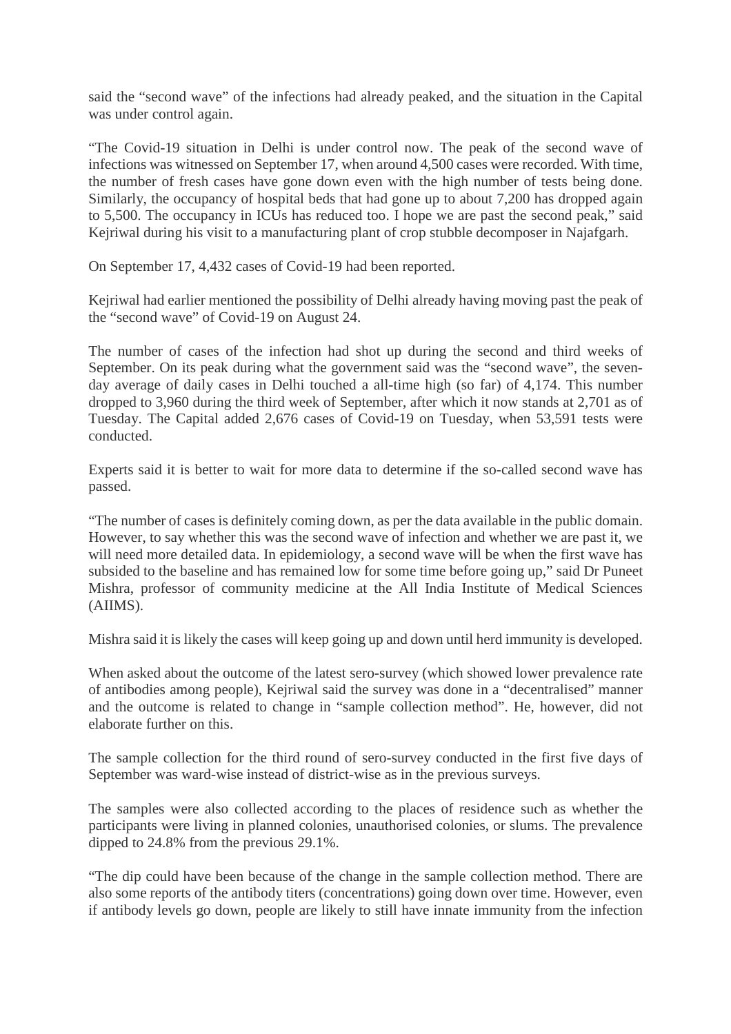said the "second wave" of the infections had already peaked, and the situation in the Capital was under control again.

"The Covid-19 situation in Delhi is under control now. The peak of the second wave of infections was witnessed on September 17, when around 4,500 cases were recorded. With time, the number of fresh cases have gone down even with the high number of tests being done. Similarly, the occupancy of hospital beds that had gone up to about 7,200 has dropped again to 5,500. The occupancy in ICUs has reduced too. I hope we are past the second peak," said Kejriwal during his visit to a manufacturing plant of crop stubble decomposer in Najafgarh.

On September 17, 4,432 cases of Covid-19 had been reported.

Kejriwal had earlier mentioned the possibility of Delhi already having moving past the peak of the "second wave" of Covid-19 on August 24.

The number of cases of the infection had shot up during the second and third weeks of September. On its peak during what the government said was the "second wave", the seven-day average of daily cases in Delhi touched a all-time high (so far) of 4,174. This number dropped to 3,960 during the third week of September, after which it now stands at 2,701 as of Tuesday. The Capital added 2,676 cases of Covid-19 on Tuesday, when 53,591 tests were conducted.

Experts said it is better to wait for more data to determine if the so-called second wave has passed.

"The number of cases is definitely coming down, as per the data available in the public domain. However, to say whether this was the second wave of infection and whether we are past it, we will need more detailed data. In epidemiology, a second wave will be when the first wave has subsided to the baseline and has remained low for some time before going up," said Dr Puneet Mishra, professor of community medicine at the All India Institute of Medical Sciences (AIIMS).

Mishra said it is likely the cases will keep going up and down until herd immunity is developed.

When asked about the outcome of the latest sero-survey (which showed lower prevalence rate of antibodies among people), Kejriwal said the survey was done in a "decentralised" manner and the outcome is related to change in "sample collection method". He, however, did not elaborate further on this.

The sample collection for the third round of sero-survey conducted in the first five days of September was ward-wise instead of district-wise as in the previous surveys.

The samples were also collected according to the places of residence such as whether the participants were living in planned colonies, unauthorised colonies, or slums. The prevalence dipped to 24.8% from the previous 29.1%.

"The dip could have been because of the change in the sample collection method. There are also some reports of the antibody titers (concentrations) going down over time. However, even if antibody levels go down, people are likely to still have innate immunity from the infection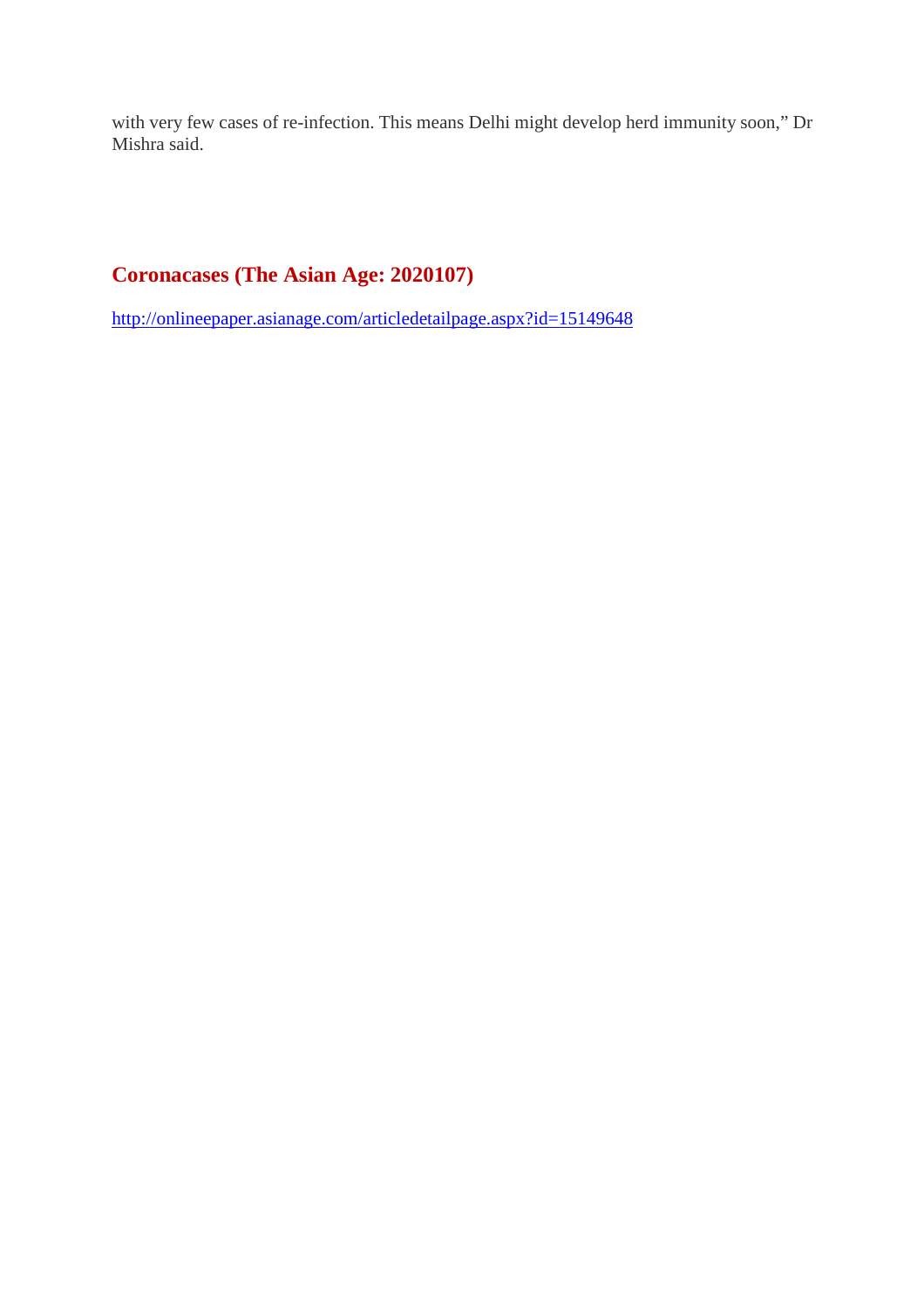with very few cases of re-infection. This means Delhi might develop herd immunity soon," Dr Mishra said.

## Coronacases (The Asian Age: 2020107)

http://onlineepaper.asianage.com/articledetailpage.aspx?id=15149648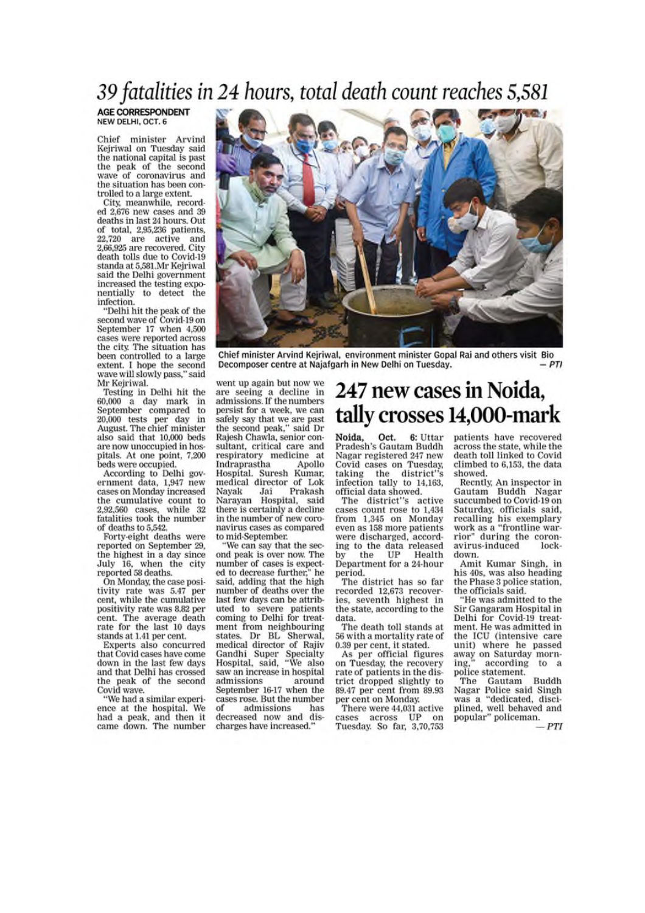# 39 fatalities in 24 hours, total death count reaches 5,581

**AGE CORRESPONDENT**
NEW DELHI, OCT. 6

Chief minister Arvind Kejriwal on Tuesday said the national capital is past the peak of the second wave of coronavirus and the situation has been controlled to a large extent.

City, meanwhile, recorded 2,676 new cases and 39 deaths in last 24 hours. Out of total, 2,95,236 patients, 22,720 are active and 2,66,925 are recovered. City death tolls due to Covid-19 standa at 5,581.Mr Kejriwal said the Delhi government increased the testing exponentially to detect the infection.

"Delhi hit the peak of the second wave of Covid-19 on September 17 when 4,500 cases were reported across the city. The situation has been controlled to a large extent. I hope the second wave will slowly pass," said Mr Kejriwal.

Testing in Delhi hit the 60,000 a day mark in September compared to 20,000 tests per day in August. The chief minister also said that 10,000 beds are now unoccupied in hospitals. At one point, 7,200 beds were occupied.

According to Delhi government data, 1,947 new cases on Monday increased the cumulative count to 2,92,560 cases, while 32 fatalities took the number of deaths to 5,542.

Forty-eight deaths were reported on September 29, the highest in a day since July 16, when the city reported 58 deaths.

On Monday, the case positivity rate was 5.47 per cent, while the cumulative positivity rate was 8.82 per cent. The average death rate for the last 10 days stands at 1.41 per cent.

Experts also concurred that Covid cases have come down in the last few days and that Delhi has crossed the peak of the second Covid wave.

"We had a similar experience at the hospital. We had a peak, and then it came down. The number went up again but now we are seeing a decline in admissions. If the numbers persist for a week, we can safely say that we are past the second peak," said Dr Rajesh Chawla, senior consultant, critical care and respiratory medicine at Indraprastha Apollo Hospital. Suresh Kumar, medical director of Lok Nayak Jai Prakash Narayan Hospital, said there is certainly a decline in the number of new coronavirus cases as compared to mid-September.

"We can say that the second peak is over now. The number of cases is expected to decrease further," he said, adding that the high number of deaths over the last few days can be attributed to severe patients coming to Delhi for treatment from neighbouring states. Dr BL Sherwal, medical director of Rajiv Gandhi Super Specialty Hospital, said, "We also saw an increase in hospital admissions around September 16-17 when the cases rose. But the number of admissions has decreased now and discharges have increased."

Chief minister Arvind Kejriwal, environment minister Gopal Rai and others visit Bio Decomposer centre at Najafgarh in New Delhi on Tuesday. — PTI

# 247 new cases in Noida, tally crosses 14,000-mark

**Noida, Oct. 6:** Uttar Pradesh's Gautam Buddh Nagar registered 247 new Covid cases on Tuesday, taking the district's infection tally to 14,163, official data showed.

The district's active cases count rose to 1,434 from 1,345 on Monday even as 158 more patients were discharged, according to the data released by the UP Health Department for a 24-hour period.

The district has so far recorded 12,673 recoveries, seventh highest in the state, according to the data.

The death toll stands at 56 with a mortality rate of 0.39 per cent, it stated.

As per official figures on Tuesday, the recovery rate of patients in the district dropped slightly to 89.47 per cent from 89.93 per cent on Monday.

There were 44,031 active cases across UP on Tuesday. So far, 3,70,753 patients have recovered across the state, while the death toll linked to Covid climbed to 6,153, the data showed.

Recntly, An inspector in Gautam Buddh Nagar succumbed to Covid-19 on Saturday, officials said, recalling his exemplary work as a "frontline warrior" during the coronavirus-induced lockdown.

Amit Kumar Singh, in his 40s, was also heading the Phase 3 police station, the officials said.

"He was admitted to the Sir Gangaram Hospital in Delhi for Covid-19 treatment. He was admitted in the ICU (intensive care unit) where he passed away on Saturday morning," according to a police statement.

The Gautam Buddh Nagar Police said Singh was a "dedicated, disciplined, well behaved and popular" policeman.

— PTI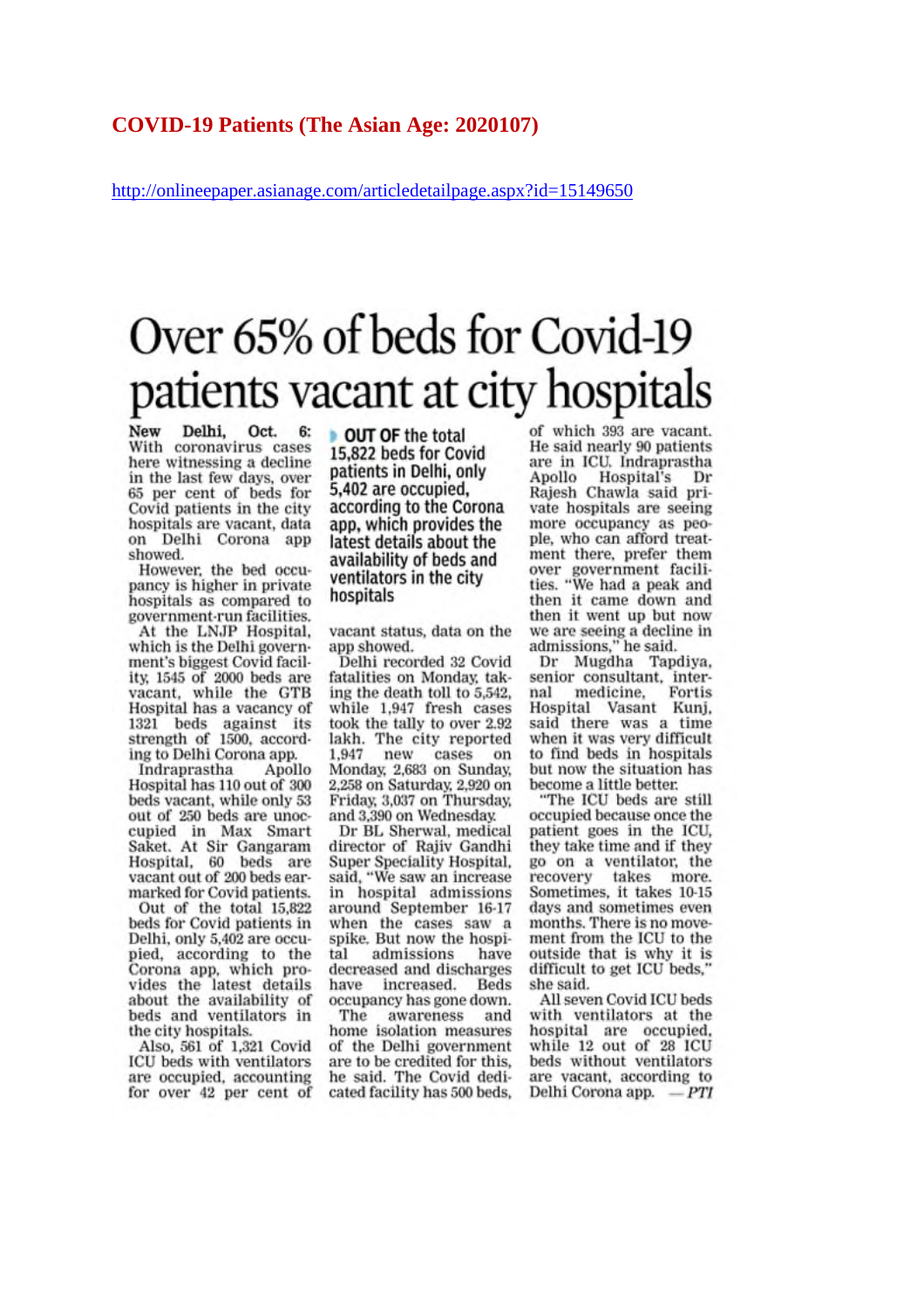**COVID-19 Patients (The Asian Age: 2020107)**

http://onlineepaper.asianage.com/articledetailpage.aspx?id=15149650

# Over 65% of beds for Covid-19 patients vacant at city hospitals

New Delhi, Oct. 6: With coronavirus cases here witnessing a decline in the last few days, over 65 per cent of beds for Covid patients in the city hospitals are vacant, data on Delhi Corona app showed.

However, the bed occupancy is higher in private hospitals as compared to government-run facilities.

At the LNJP Hospital, which is the Delhi government's biggest Covid facility, 1545 of 2000 beds are vacant, while the GTB Hospital has a vacancy of 1321 beds against its strength of 1500, according to Delhi Corona app.

Indraprastha Apollo Hospital has 110 out of 300 beds vacant, while only 53 out of 250 beds are unoccupied in Max Smart Saket. At Sir Gangaram Hospital, 60 beds are vacant out of 200 beds earmarked for Covid patients.

Out of the total 15,822 beds for Covid patients in Delhi, only 5,402 are occupied, according to the Corona app, which provides the latest details about the availability of beds and ventilators in the city hospitals.

Also, 561 of 1,321 Covid ICU beds with ventilators are occupied, accounting for over 42 per cent of vacant status, data on the app showed.

> OUT OF the total 15,822 beds for Covid patients in Delhi, only 5,402 are occupied, according to the Corona app, which provides the latest details about the availability of beds and ventilators in the city hospitals

Delhi recorded 32 Covid fatalities on Monday, taking the death toll to 5,542, while 1,947 fresh cases took the tally to over 2.92 lakh. The city reported 1,947 new cases on Monday, 2,683 on Sunday, 2,258 on Saturday, 2,920 on Friday, 3,037 on Thursday, and 3,390 on Wednesday.

Dr BL Sherwal, medical director of Rajiv Gandhi Super Speciality Hospital, said, "We saw an increase in hospital admissions around September 16-17 when the cases saw a spike. But now the hospital admissions have decreased and discharges have increased. Beds occupancy has gone down.

The awareness and home isolation measures of the Delhi government are to be credited for this, he said. The Covid dedicated facility has 500 beds, of which 393 are vacant. He said nearly 90 patients are in ICU. Indraprastha Apollo Hospital's Dr Rajesh Chawla said private hospitals are seeing more occupancy as people, who can afford treatment there, prefer them over government facilities. "We had a peak and then it came down and then it went up but now we are seeing a decline in admissions," he said.

Dr Mugdha Tapdiya, senior consultant, internal medicine, Fortis Hospital Vasant Kunj, said there was a time when it was very difficult to find beds in hospitals but now the situation has become a little better.

"The ICU beds are still occupied because once the patient goes in the ICU, they take time and if they go on a ventilator, the recovery takes more. Sometimes, it takes 10-15 days and sometimes even months. There is no movement from the ICU to the outside that is why it is difficult to get ICU beds," she said.

All seven Covid ICU beds with ventilators at the hospital are occupied, while 12 out of 28 ICU beds without ventilators are vacant, according to Delhi Corona app. *— PTI*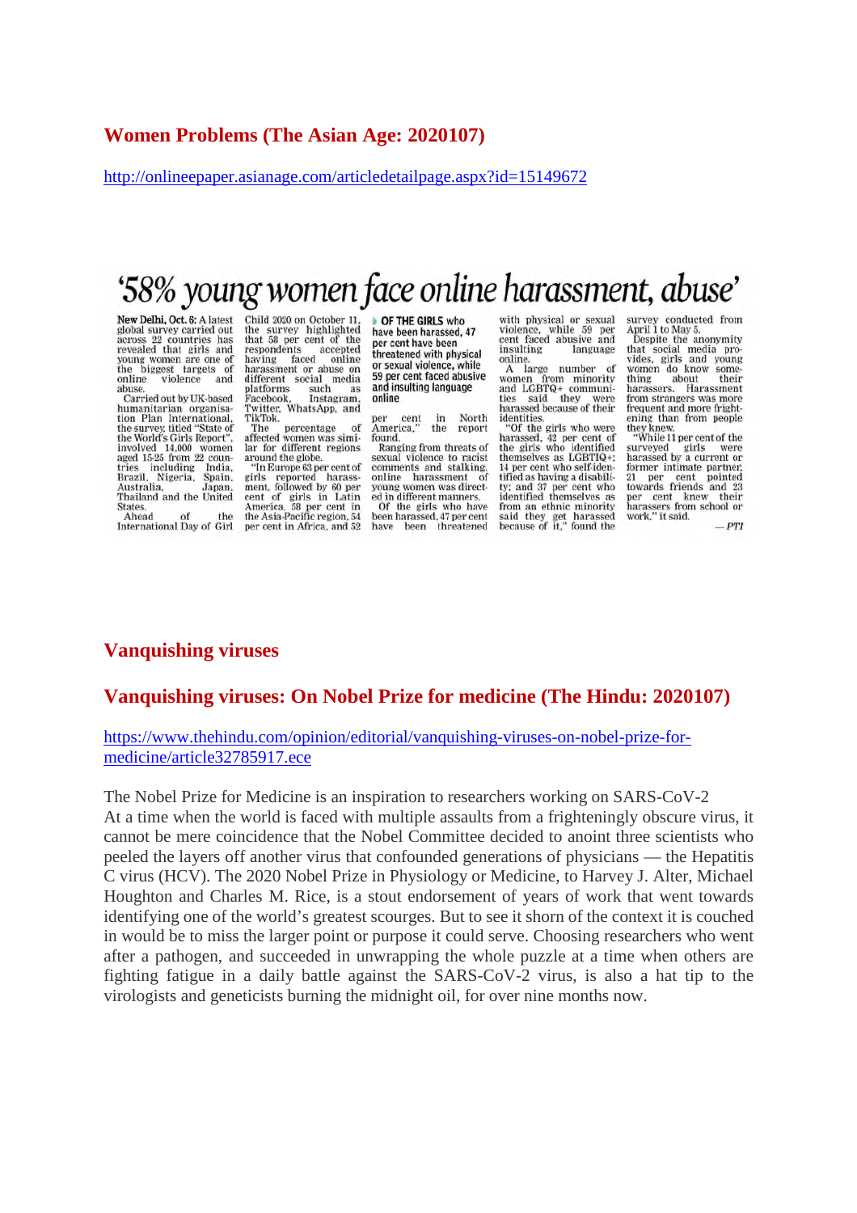## Women Problems (The Asian Age: 2020107)

http://onlineepaper.asianage.com/articledetailpage.aspx?id=15149672

# '58% young women face online harassment, abuse'

**New Delhi, Oct. 6:** A latest global survey carried out across 22 countries has revealed that girls and young women are one of the biggest targets of online violence and abuse.

Carried out by UK-based humanitarian organisation Plan International, the survey, titled "State of the World's Girls Report", involved 14,000 women aged 15-25 from 22 countries including India, Brazil, Nigeria, Spain, Australia, Japan, Thailand and the United States.

Ahead of the International Day of Girl Child 2020 on October 11, the survey highlighted that 58 per cent of the respondents accepted having faced online harassment or abuse on different social media platforms such as Facebook, Instagram, Twitter, WhatsApp, and TikTok.

The percentage of affected women was similar for different regions around the globe.

"In Europe 63 per cent of girls reported harassment, followed by 60 per cent of girls in Latin America, 58 per cent in the Asia-Pacific region, 54 per cent in Africa, and 52 per cent in North America," the report found.

**OF THE GIRLS who have been harassed, 47 per cent have been threatened with physical or sexual violence, while 59 per cent faced abusive and insulting language online**

Ranging from threats of sexual violence to racist comments and stalking, online harassment of young women was directed in different manners.

Of the girls who have been harassed, 47 per cent have been threatened with physical or sexual violence, while 59 per cent faced abusive and insulting language online.

A large number of women from minority and LGBTQ+ communities said they were harassed because of their identities.

"Of the girls who were harassed, 42 per cent of the girls who identified themselves as LGBTIQ+; 14 per cent who self-identified as having a disability; and 37 per cent who identified themselves as from an ethnic minority said they get harassed because of it," found the survey conducted from April 1 to May 5.

Despite the anonymity that social media provides, girls and young women do know something about their harassers. Harassment from strangers was more frequent and more frightening than from people they knew.

"While 11 per cent of the surveyed girls were harassed by a current or former intimate partner, 21 per cent pointed towards friends and 23 per cent knew their harassers from school or work," it said.

— *PTI*

## Vanquishing viruses

## Vanquishing viruses: On Nobel Prize for medicine (The Hindu: 2020107)

https://www.thehindu.com/opinion/editorial/vanquishing-viruses-on-nobel-prize-for-medicine/article32785917.ece

The Nobel Prize for Medicine is an inspiration to researchers working on SARS-CoV-2

At a time when the world is faced with multiple assaults from a frighteningly obscure virus, it cannot be mere coincidence that the Nobel Committee decided to anoint three scientists who peeled the layers off another virus that confounded generations of physicians — the Hepatitis C virus (HCV). The 2020 Nobel Prize in Physiology or Medicine, to Harvey J. Alter, Michael Houghton and Charles M. Rice, is a stout endorsement of years of work that went towards identifying one of the world's greatest scourges. But to see it shorn of the context it is couched in would be to miss the larger point or purpose it could serve. Choosing researchers who went after a pathogen, and succeeded in unwrapping the whole puzzle at a time when others are fighting fatigue in a daily battle against the SARS-CoV-2 virus, is also a hat tip to the virologists and geneticists burning the midnight oil, for over nine months now.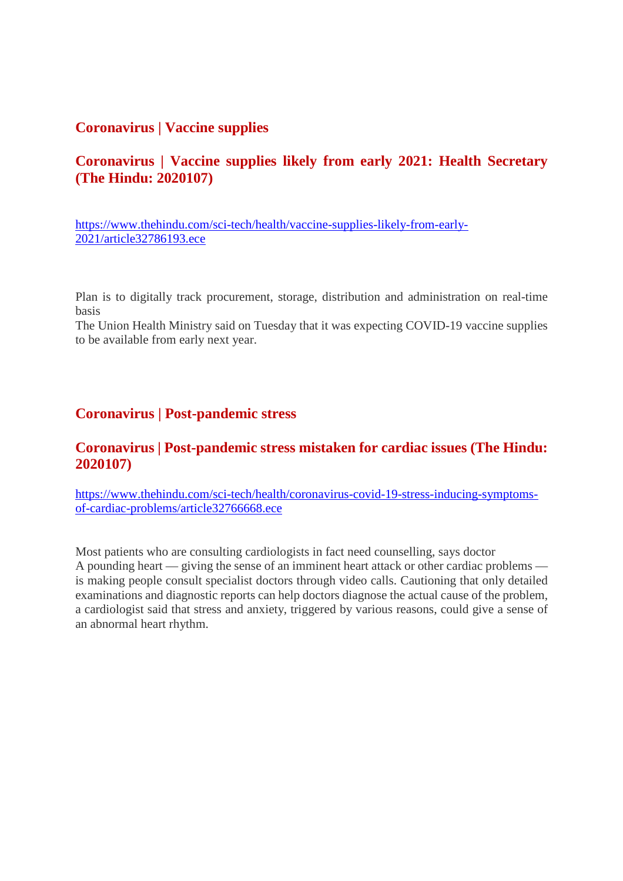## Coronavirus | Vaccine supplies

## Coronavirus | Vaccine supplies likely from early 2021: Health Secretary (The Hindu: 2020107)

[https://www.thehindu.com/sci-tech/health/vaccine-supplies-likely-from-early-2021/article32786193.ece](https://www.thehindu.com/sci-tech/health/vaccine-supplies-likely-from-early-2021/article32786193.ece)

Plan is to digitally track procurement, storage, distribution and administration on real-time basis
The Union Health Ministry said on Tuesday that it was expecting COVID-19 vaccine supplies to be available from early next year.

## Coronavirus | Post-pandemic stress

## Coronavirus | Post-pandemic stress mistaken for cardiac issues (The Hindu: 2020107)

[https://www.thehindu.com/sci-tech/health/coronavirus-covid-19-stress-inducing-symptoms-of-cardiac-problems/article32766668.ece](https://www.thehindu.com/sci-tech/health/coronavirus-covid-19-stress-inducing-symptoms-of-cardiac-problems/article32766668.ece)

Most patients who are consulting cardiologists in fact need counselling, says doctor
A pounding heart — giving the sense of an imminent heart attack or other cardiac problems — is making people consult specialist doctors through video calls. Cautioning that only detailed examinations and diagnostic reports can help doctors diagnose the actual cause of the problem, a cardiologist said that stress and anxiety, triggered by various reasons, could give a sense of an abnormal heart rhythm.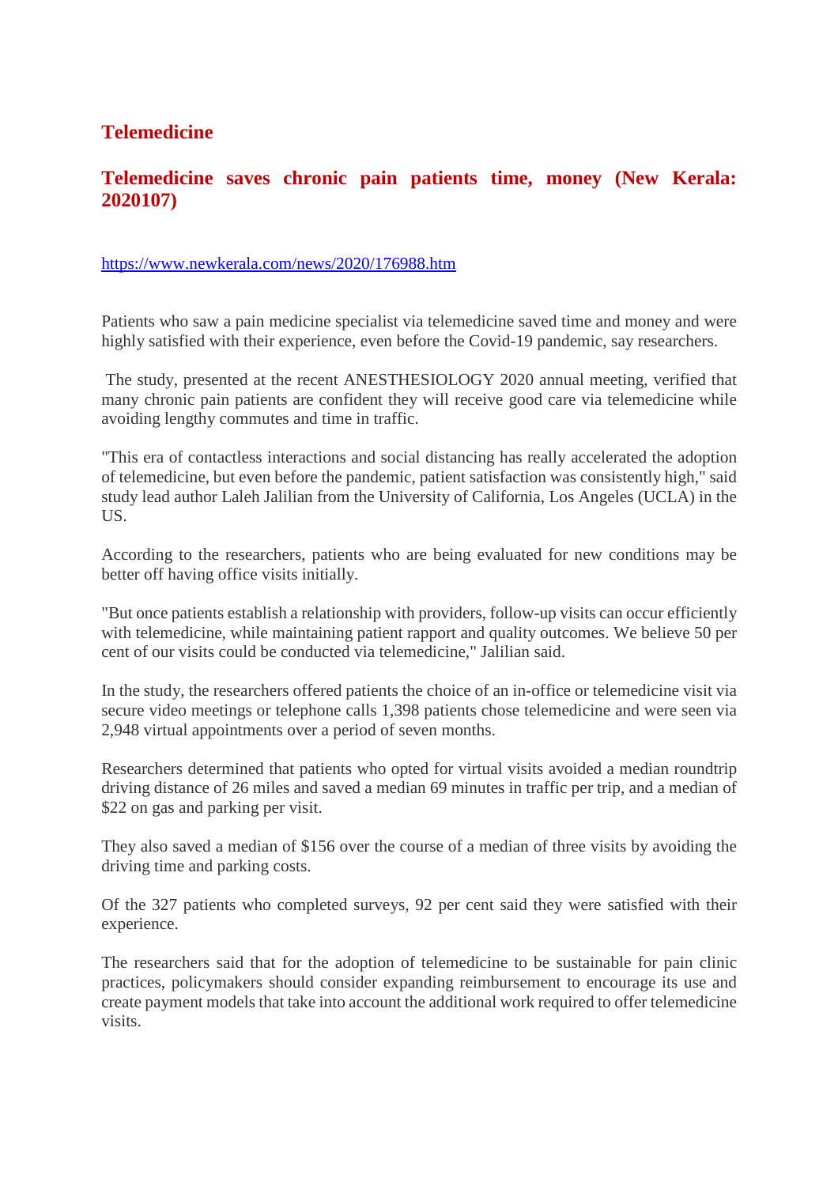## Telemedicine

### Telemedicine saves chronic pain patients time, money (New Kerala: 2020107)

https://www.newkerala.com/news/2020/176988.htm

Patients who saw a pain medicine specialist via telemedicine saved time and money and were highly satisfied with their experience, even before the Covid-19 pandemic, say researchers.

The study, presented at the recent ANESTHESIOLOGY 2020 annual meeting, verified that many chronic pain patients are confident they will receive good care via telemedicine while avoiding lengthy commutes and time in traffic.

"This era of contactless interactions and social distancing has really accelerated the adoption of telemedicine, but even before the pandemic, patient satisfaction was consistently high," said study lead author Laleh Jalilian from the University of California, Los Angeles (UCLA) in the US.

According to the researchers, patients who are being evaluated for new conditions may be better off having office visits initially.

"But once patients establish a relationship with providers, follow-up visits can occur efficiently with telemedicine, while maintaining patient rapport and quality outcomes. We believe 50 per cent of our visits could be conducted via telemedicine," Jalilian said.

In the study, the researchers offered patients the choice of an in-office or telemedicine visit via secure video meetings or telephone calls 1,398 patients chose telemedicine and were seen via 2,948 virtual appointments over a period of seven months.

Researchers determined that patients who opted for virtual visits avoided a median roundtrip driving distance of 26 miles and saved a median 69 minutes in traffic per trip, and a median of $22 on gas and parking per visit.

They also saved a median of $156 over the course of a median of three visits by avoiding the driving time and parking costs.

Of the 327 patients who completed surveys, 92 per cent said they were satisfied with their experience.

The researchers said that for the adoption of telemedicine to be sustainable for pain clinic practices, policymakers should consider expanding reimbursement to encourage its use and create payment models that take into account the additional work required to offer telemedicine visits.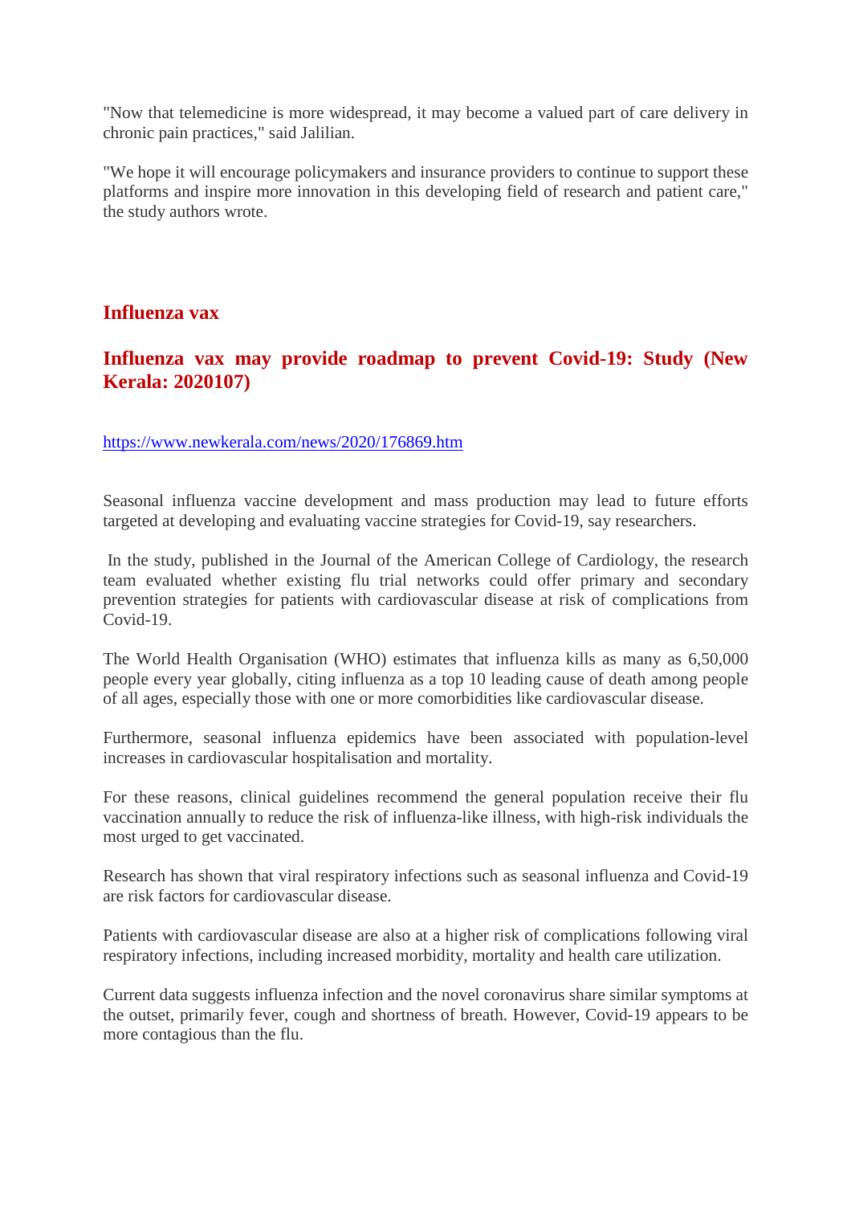"Now that telemedicine is more widespread, it may become a valued part of care delivery in chronic pain practices," said Jalilian.

"We hope it will encourage policymakers and insurance providers to continue to support these platforms and inspire more innovation in this developing field of research and patient care," the study authors wrote.

## Influenza vax

### Influenza vax may provide roadmap to prevent Covid-19: Study (New Kerala: 2020107)

https://www.newkerala.com/news/2020/176869.htm

Seasonal influenza vaccine development and mass production may lead to future efforts targeted at developing and evaluating vaccine strategies for Covid-19, say researchers.

In the study, published in the Journal of the American College of Cardiology, the research team evaluated whether existing flu trial networks could offer primary and secondary prevention strategies for patients with cardiovascular disease at risk of complications from Covid-19.

The World Health Organisation (WHO) estimates that influenza kills as many as 6,50,000 people every year globally, citing influenza as a top 10 leading cause of death among people of all ages, especially those with one or more comorbidities like cardiovascular disease.

Furthermore, seasonal influenza epidemics have been associated with population-level increases in cardiovascular hospitalisation and mortality.

For these reasons, clinical guidelines recommend the general population receive their flu vaccination annually to reduce the risk of influenza-like illness, with high-risk individuals the most urged to get vaccinated.

Research has shown that viral respiratory infections such as seasonal influenza and Covid-19 are risk factors for cardiovascular disease.

Patients with cardiovascular disease are also at a higher risk of complications following viral respiratory infections, including increased morbidity, mortality and health care utilization.

Current data suggests influenza infection and the novel coronavirus share similar symptoms at the outset, primarily fever, cough and shortness of breath. However, Covid-19 appears to be more contagious than the flu.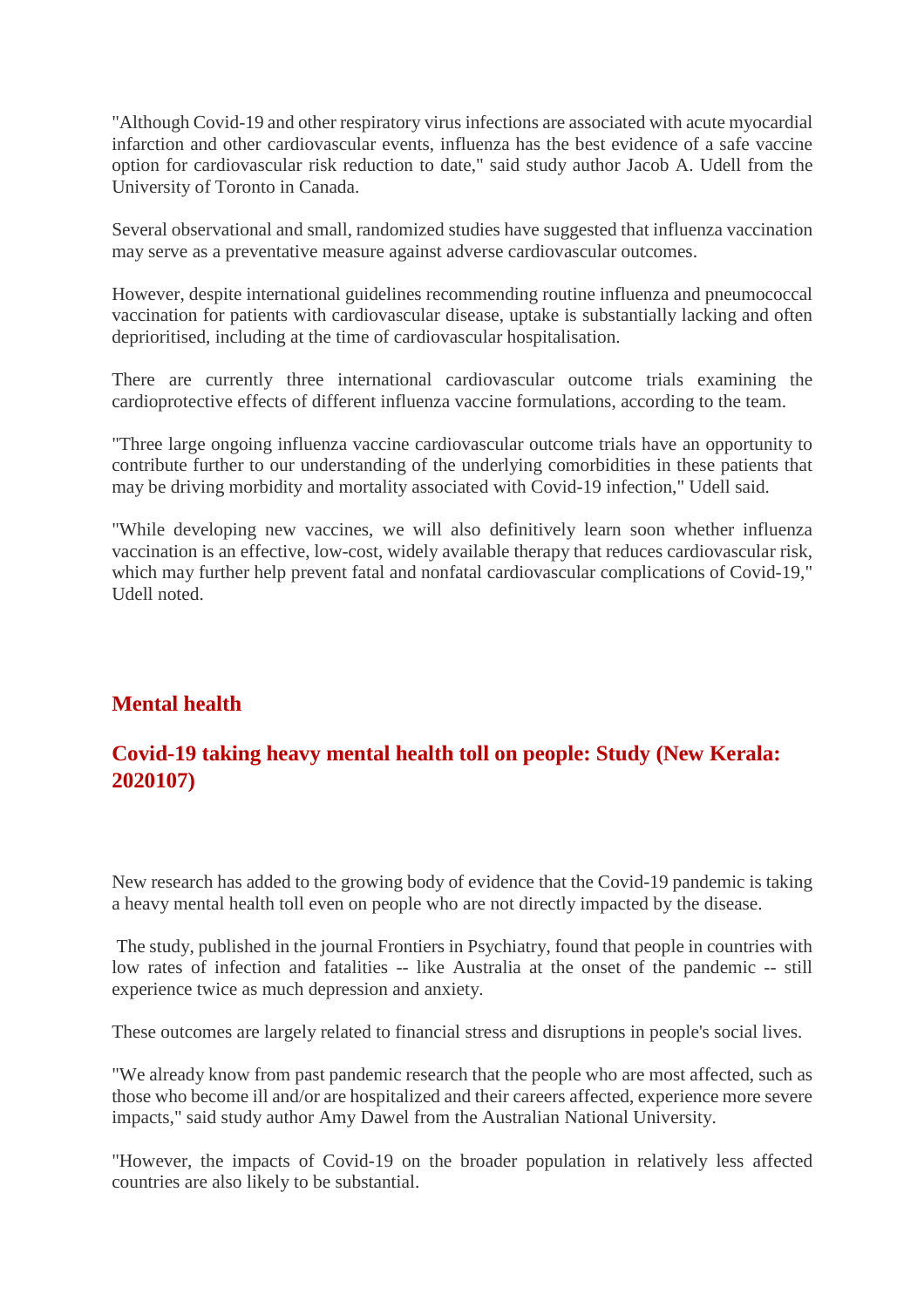"Although Covid-19 and other respiratory virus infections are associated with acute myocardial infarction and other cardiovascular events, influenza has the best evidence of a safe vaccine option for cardiovascular risk reduction to date," said study author Jacob A. Udell from the University of Toronto in Canada.

Several observational and small, randomized studies have suggested that influenza vaccination may serve as a preventative measure against adverse cardiovascular outcomes.

However, despite international guidelines recommending routine influenza and pneumococcal vaccination for patients with cardiovascular disease, uptake is substantially lacking and often deprioritised, including at the time of cardiovascular hospitalisation.

There are currently three international cardiovascular outcome trials examining the cardioprotective effects of different influenza vaccine formulations, according to the team.

"Three large ongoing influenza vaccine cardiovascular outcome trials have an opportunity to contribute further to our understanding of the underlying comorbidities in these patients that may be driving morbidity and mortality associated with Covid-19 infection," Udell said.

"While developing new vaccines, we will also definitively learn soon whether influenza vaccination is an effective, low-cost, widely available therapy that reduces cardiovascular risk, which may further help prevent fatal and nonfatal cardiovascular complications of Covid-19," Udell noted.

## Mental health

### Covid-19 taking heavy mental health toll on people: Study (New Kerala: 2020107)

New research has added to the growing body of evidence that the Covid-19 pandemic is taking a heavy mental health toll even on people who are not directly impacted by the disease.

The study, published in the journal Frontiers in Psychiatry, found that people in countries with low rates of infection and fatalities -- like Australia at the onset of the pandemic -- still experience twice as much depression and anxiety.

These outcomes are largely related to financial stress and disruptions in people's social lives.

"We already know from past pandemic research that the people who are most affected, such as those who become ill and/or are hospitalized and their careers affected, experience more severe impacts," said study author Amy Dawel from the Australian National University.

"However, the impacts of Covid-19 on the broader population in relatively less affected countries are also likely to be substantial.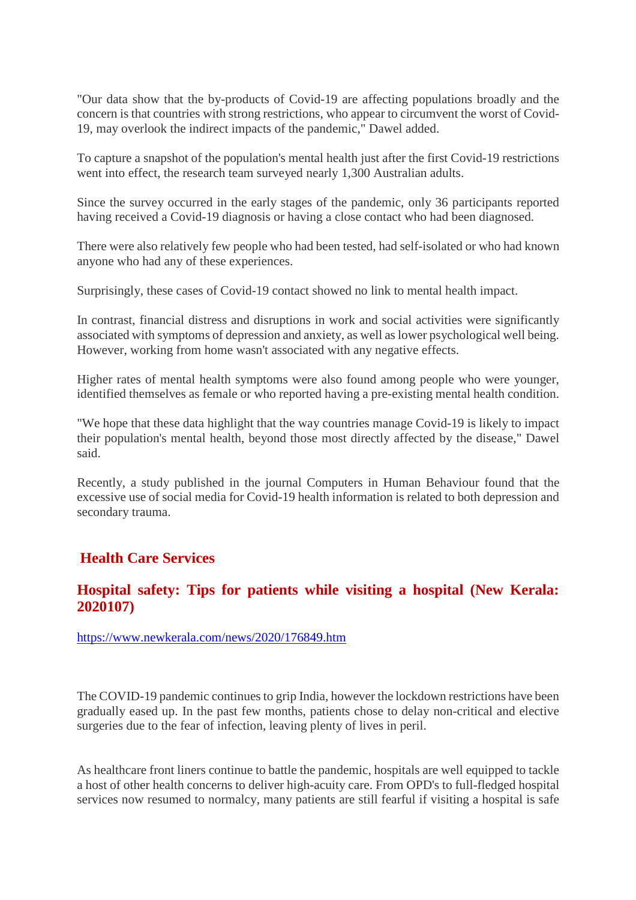"Our data show that the by-products of Covid-19 are affecting populations broadly and the concern is that countries with strong restrictions, who appear to circumvent the worst of Covid-19, may overlook the indirect impacts of the pandemic," Dawel added.

To capture a snapshot of the population's mental health just after the first Covid-19 restrictions went into effect, the research team surveyed nearly 1,300 Australian adults.

Since the survey occurred in the early stages of the pandemic, only 36 participants reported having received a Covid-19 diagnosis or having a close contact who had been diagnosed.

There were also relatively few people who had been tested, had self-isolated or who had known anyone who had any of these experiences.

Surprisingly, these cases of Covid-19 contact showed no link to mental health impact.

In contrast, financial distress and disruptions in work and social activities were significantly associated with symptoms of depression and anxiety, as well as lower psychological well being. However, working from home wasn't associated with any negative effects.

Higher rates of mental health symptoms were also found among people who were younger, identified themselves as female or who reported having a pre-existing mental health condition.

"We hope that these data highlight that the way countries manage Covid-19 is likely to impact their population's mental health, beyond those most directly affected by the disease," Dawel said.

Recently, a study published in the journal Computers in Human Behaviour found that the excessive use of social media for Covid-19 health information is related to both depression and secondary trauma.

## Health Care Services

### Hospital safety: Tips for patients while visiting a hospital (New Kerala: 2020107)

https://www.newkerala.com/news/2020/176849.htm

The COVID-19 pandemic continues to grip India, however the lockdown restrictions have been gradually eased up. In the past few months, patients chose to delay non-critical and elective surgeries due to the fear of infection, leaving plenty of lives in peril.

As healthcare front liners continue to battle the pandemic, hospitals are well equipped to tackle a host of other health concerns to deliver high-acuity care. From OPD's to full-fledged hospital services now resumed to normalcy, many patients are still fearful if visiting a hospital is safe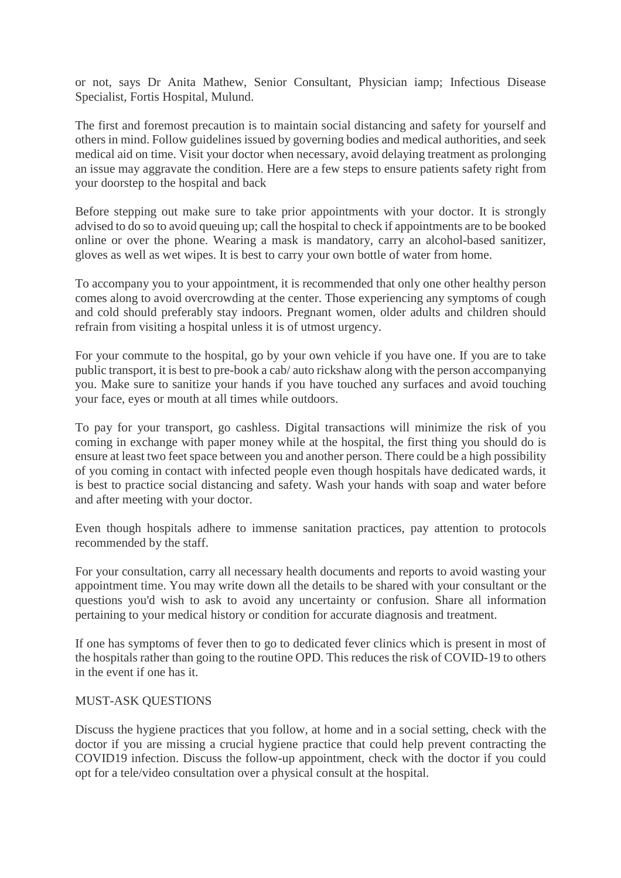or not, says Dr Anita Mathew, Senior Consultant, Physician iamp; Infectious Disease Specialist, Fortis Hospital, Mulund.

The first and foremost precaution is to maintain social distancing and safety for yourself and others in mind. Follow guidelines issued by governing bodies and medical authorities, and seek medical aid on time. Visit your doctor when necessary, avoid delaying treatment as prolonging an issue may aggravate the condition. Here are a few steps to ensure patients safety right from your doorstep to the hospital and back

Before stepping out make sure to take prior appointments with your doctor. It is strongly advised to do so to avoid queuing up; call the hospital to check if appointments are to be booked online or over the phone. Wearing a mask is mandatory, carry an alcohol-based sanitizer, gloves as well as wet wipes. It is best to carry your own bottle of water from home.

To accompany you to your appointment, it is recommended that only one other healthy person comes along to avoid overcrowding at the center. Those experiencing any symptoms of cough and cold should preferably stay indoors. Pregnant women, older adults and children should refrain from visiting a hospital unless it is of utmost urgency.

For your commute to the hospital, go by your own vehicle if you have one. If you are to take public transport, it is best to pre-book a cab/ auto rickshaw along with the person accompanying you. Make sure to sanitize your hands if you have touched any surfaces and avoid touching your face, eyes or mouth at all times while outdoors.

To pay for your transport, go cashless. Digital transactions will minimize the risk of you coming in exchange with paper money while at the hospital, the first thing you should do is ensure at least two feet space between you and another person. There could be a high possibility of you coming in contact with infected people even though hospitals have dedicated wards, it is best to practice social distancing and safety. Wash your hands with soap and water before and after meeting with your doctor.

Even though hospitals adhere to immense sanitation practices, pay attention to protocols recommended by the staff.

For your consultation, carry all necessary health documents and reports to avoid wasting your appointment time. You may write down all the details to be shared with your consultant or the questions you'd wish to ask to avoid any uncertainty or confusion. Share all information pertaining to your medical history or condition for accurate diagnosis and treatment.

If one has symptoms of fever then to go to dedicated fever clinics which is present in most of the hospitals rather than going to the routine OPD. This reduces the risk of COVID-19 to others in the event if one has it.

MUST-ASK QUESTIONS

Discuss the hygiene practices that you follow, at home and in a social setting, check with the doctor if you are missing a crucial hygiene practice that could help prevent contracting the COVID19 infection. Discuss the follow-up appointment, check with the doctor if you could opt for a tele/video consultation over a physical consult at the hospital.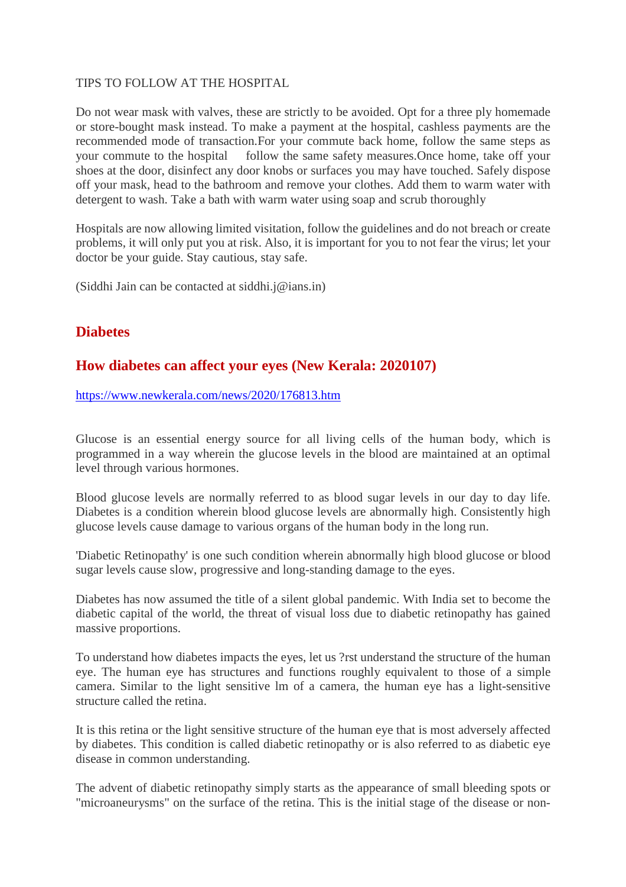TIPS TO FOLLOW AT THE HOSPITAL

Do not wear mask with valves, these are strictly to be avoided. Opt for a three ply homemade or store-bought mask instead. To make a payment at the hospital, cashless payments are the recommended mode of transaction.For your commute back home, follow the same steps as your commute to the hospital   follow the same safety measures.Once home, take off your shoes at the door, disinfect any door knobs or surfaces you may have touched. Safely dispose off your mask, head to the bathroom and remove your clothes. Add them to warm water with detergent to wash. Take a bath with warm water using soap and scrub thoroughly

Hospitals are now allowing limited visitation, follow the guidelines and do not breach or create problems, it will only put you at risk. Also, it is important for you to not fear the virus; let your doctor be your guide. Stay cautious, stay safe.

(Siddhi Jain can be contacted at siddhi.j@ians.in)

## Diabetes

### How diabetes can affect your eyes (New Kerala: 2020107)

https://www.newkerala.com/news/2020/176813.htm

Glucose is an essential energy source for all living cells of the human body, which is programmed in a way wherein the glucose levels in the blood are maintained at an optimal level through various hormones.

Blood glucose levels are normally referred to as blood sugar levels in our day to day life. Diabetes is a condition wherein blood glucose levels are abnormally high. Consistently high glucose levels cause damage to various organs of the human body in the long run.

'Diabetic Retinopathy' is one such condition wherein abnormally high blood glucose or blood sugar levels cause slow, progressive and long-standing damage to the eyes.

Diabetes has now assumed the title of a silent global pandemic. With India set to become the diabetic capital of the world, the threat of visual loss due to diabetic retinopathy has gained massive proportions.

To understand how diabetes impacts the eyes, let us ?rst understand the structure of the human eye. The human eye has structures and functions roughly equivalent to those of a simple camera. Similar to the light sensitive lm of a camera, the human eye has a light-sensitive structure called the retina.

It is this retina or the light sensitive structure of the human eye that is most adversely affected by diabetes. This condition is called diabetic retinopathy or is also referred to as diabetic eye disease in common understanding.

The advent of diabetic retinopathy simply starts as the appearance of small bleeding spots or "microaneurysms" on the surface of the retina. This is the initial stage of the disease or non-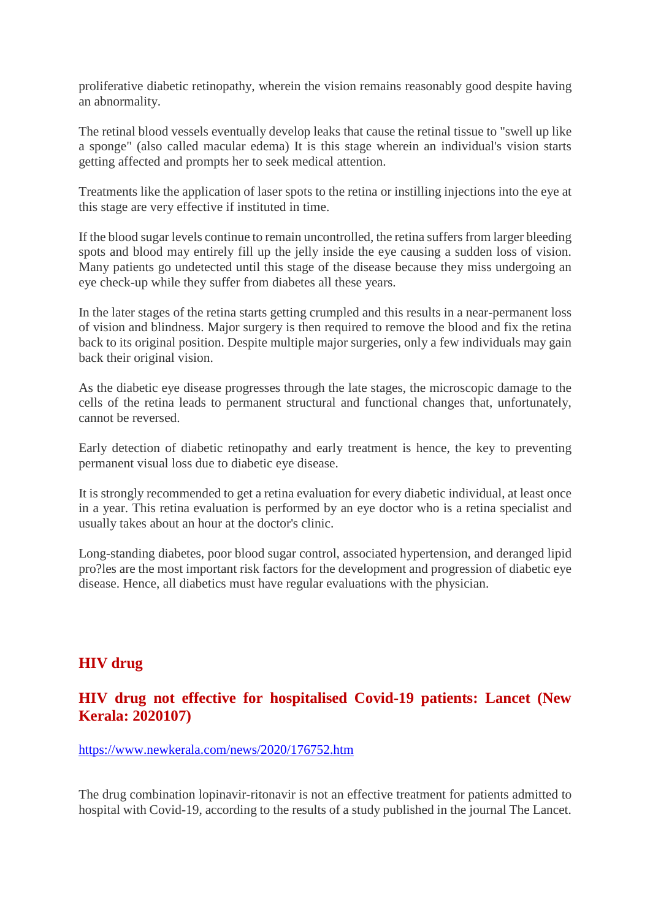proliferative diabetic retinopathy, wherein the vision remains reasonably good despite having an abnormality.

The retinal blood vessels eventually develop leaks that cause the retinal tissue to "swell up like a sponge" (also called macular edema) It is this stage wherein an individual's vision starts getting affected and prompts her to seek medical attention.

Treatments like the application of laser spots to the retina or instilling injections into the eye at this stage are very effective if instituted in time.

If the blood sugar levels continue to remain uncontrolled, the retina suffers from larger bleeding spots and blood may entirely fill up the jelly inside the eye causing a sudden loss of vision. Many patients go undetected until this stage of the disease because they miss undergoing an eye check-up while they suffer from diabetes all these years.

In the later stages of the retina starts getting crumpled and this results in a near-permanent loss of vision and blindness. Major surgery is then required to remove the blood and fix the retina back to its original position. Despite multiple major surgeries, only a few individuals may gain back their original vision.

As the diabetic eye disease progresses through the late stages, the microscopic damage to the cells of the retina leads to permanent structural and functional changes that, unfortunately, cannot be reversed.

Early detection of diabetic retinopathy and early treatment is hence, the key to preventing permanent visual loss due to diabetic eye disease.

It is strongly recommended to get a retina evaluation for every diabetic individual, at least once in a year. This retina evaluation is performed by an eye doctor who is a retina specialist and usually takes about an hour at the doctor's clinic.

Long-standing diabetes, poor blood sugar control, associated hypertension, and deranged lipid pro?les are the most important risk factors for the development and progression of diabetic eye disease. Hence, all diabetics must have regular evaluations with the physician.

## HIV drug

## HIV drug not effective for hospitalised Covid-19 patients: Lancet (New Kerala: 2020107)

https://www.newkerala.com/news/2020/176752.htm

The drug combination lopinavir-ritonavir is not an effective treatment for patients admitted to hospital with Covid-19, according to the results of a study published in the journal The Lancet.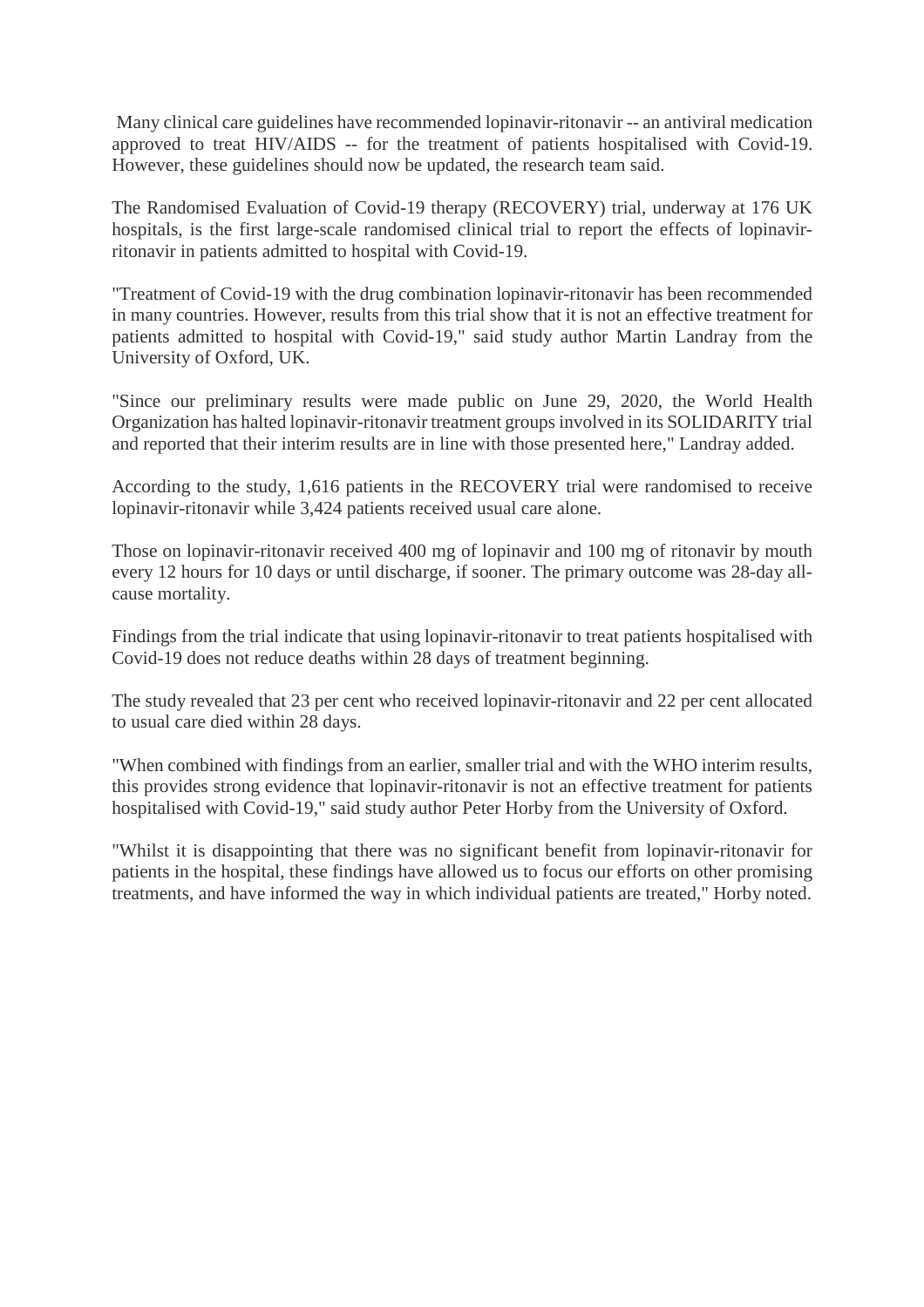Many clinical care guidelines have recommended lopinavir-ritonavir -- an antiviral medication approved to treat HIV/AIDS -- for the treatment of patients hospitalised with Covid-19. However, these guidelines should now be updated, the research team said.

The Randomised Evaluation of Covid-19 therapy (RECOVERY) trial, underway at 176 UK hospitals, is the first large-scale randomised clinical trial to report the effects of lopinavir-ritonavir in patients admitted to hospital with Covid-19.

"Treatment of Covid-19 with the drug combination lopinavir-ritonavir has been recommended in many countries. However, results from this trial show that it is not an effective treatment for patients admitted to hospital with Covid-19," said study author Martin Landray from the University of Oxford, UK.

"Since our preliminary results were made public on June 29, 2020, the World Health Organization has halted lopinavir-ritonavir treatment groups involved in its SOLIDARITY trial and reported that their interim results are in line with those presented here," Landray added.

According to the study, 1,616 patients in the RECOVERY trial were randomised to receive lopinavir-ritonavir while 3,424 patients received usual care alone.

Those on lopinavir-ritonavir received 400 mg of lopinavir and 100 mg of ritonavir by mouth every 12 hours for 10 days or until discharge, if sooner. The primary outcome was 28-day all-cause mortality.

Findings from the trial indicate that using lopinavir-ritonavir to treat patients hospitalised with Covid-19 does not reduce deaths within 28 days of treatment beginning.

The study revealed that 23 per cent who received lopinavir-ritonavir and 22 per cent allocated to usual care died within 28 days.

"When combined with findings from an earlier, smaller trial and with the WHO interim results, this provides strong evidence that lopinavir-ritonavir is not an effective treatment for patients hospitalised with Covid-19," said study author Peter Horby from the University of Oxford.

"Whilst it is disappointing that there was no significant benefit from lopinavir-ritonavir for patients in the hospital, these findings have allowed us to focus our efforts on other promising treatments, and have informed the way in which individual patients are treated," Horby noted.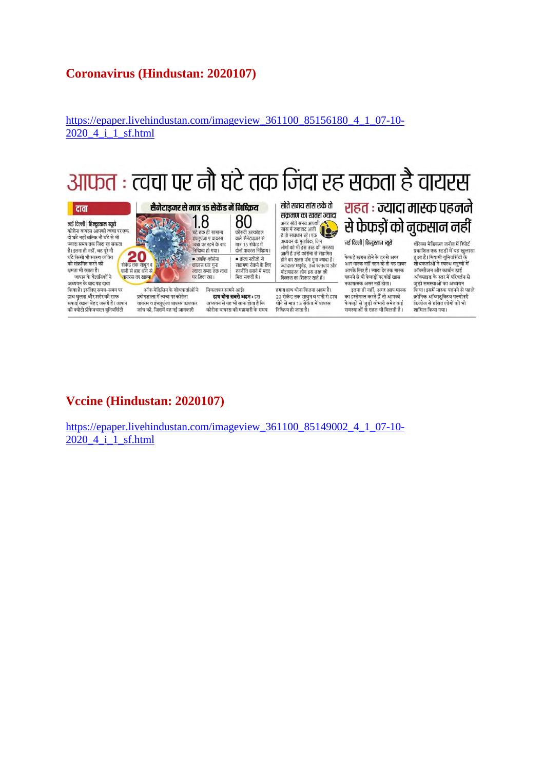## Coronavirus (Hindustan: 2020107)

https://epaper.livehindustan.com/imageview_361100_85156180_4_1_07-10-2020_4_i_1_sf.html

# आफत : त्वचा पर नौ घंटे तक जिंदा रह सकता है वायरस

### दावा

नई दिल्ली | हिन्दुस्तान ब्यूरो

कोरोना वायरस आपकी त्वचा पर एक दो घंटे नहीं बल्कि नौ घंटे से भी ज्यादा समय तक जिंदा रह सकता है। इतना ही नहीं, वह पूरे नौ घंटे किसी भी स्वस्थ व्यक्ति को संक्रमित करने की क्षमता भी रखता है।

जापान के वैज्ञानिकों ने अध्ययन के बाद यह दावा किया है। इसलिए समय-समय पर हाथ धुलना और शरीर की साफ सफाई रखना बेहद जरूरी है। जापान की क्योटो प्रीफेक्चरल यूनिवर्सिटी ऑफ मेडिसिन के शोधकर्ताओं ने प्रयोगशाला में त्वचा पर कोरोना वायरस व इंफ्लुएंजा वायरस डालकर जांच की, जिसमें यह नई जानकारी निकलकर सामने आई।

**हाथ धोना सबसे अहम :** इस अध्ययन से यह भी साफ होता है कि कोरोना वायरस की महामारी के समय हमारा हाथ धोना कितना अहम है। 20 सेकंड तक साबुन व पानी से हाथ धोने से मात्र 15 सेकंड में वायरस निष्क्रिय हो जाता है।

**20** सेकंड तक साबुन व पानी से हाथ धोने से वायरस का खात्मा

### सैनेटाइजर से मात्र 15 सेकेंड में निष्क्रिय

**1.8** घंटे तक ही सामान्य इंफ्लुएंजा ए वायरस त्वचा पर रहने के बाद निष्क्रिय हो गया।

- जबकि कोरोना वायरस चार गुना ज्यादा समय तक त्वचा पर जिंदा रहा।

**80** फीसदी अल्कोहल वाले सैनेटाइजर से मात्र 15 सेकेंड में दोनों वायरस निष्क्रिय।

- ताजा नतीजों से संक्रमण रोकने के लिए रणनीति बनाने में मदद मिल सकती है।

### सोते समय सांस रुके तो संक्रमण का खतरा ज्यादा

अगर सोते समय आपकी सांस में रुकावट आती है तो सावधान रहें। एक अध्ययन के मुताबिक, जिन लोगों को भी इस तरह की समस्या आती है उन्हें कोरोना से संक्रमित होने का खतरा पांच गुना ज्यादा है। ज्यादातर मधुमेह, उच्च रक्तचाप और मोटापाग्रस्त लोग इस तरह की दिक्कत का शिकार रहते हैं।

# राहत : ज्यादा मास्क पहनने से फेफड़ों को नुकसान नहीं

नई दिल्ली | हिन्दुस्तान ब्यूरो

फेफड़े खराब होने के डर से अगर आप मास्क नहीं पहन रहे तो यह खबर आपके लिए है। ज्यादा देर तक मास्क पहनने से भी फेफड़ों पर कोई खास नकारात्मक असर नहीं होता।

इतना ही नहीं, अगर आप मास्क का इस्तेमाल करते हैं तो आपको फेफड़ों से जुड़ी बीमारी समेत कई समस्याओं से राहत भी मिलती है। थोरेक्स मेडिकल जर्नल में रिपोर्ट प्रकाशित एक स्टडी में यह खुलासा हुआ है। मियामी यूनिवर्सिटी के शोधकर्ताओं ने स्वस्थ मनुष्यों में ऑक्सीजन और कार्बन डाई ऑक्साइड के स्तर में परिवर्तन से जुड़ी समस्याओं का अध्ययन किया। इसमें मास्क पहनने से पहले क्रोनिक ऑब्सट्रक्टिव पल्मोनरी डिजीज से ग्रसित लोगों को भी शामिल किया गया।

## Vccine (Hindustan: 2020107)

https://epaper.livehindustan.com/imageview_361100_85149002_4_1_07-10-2020_4_i_1_sf.html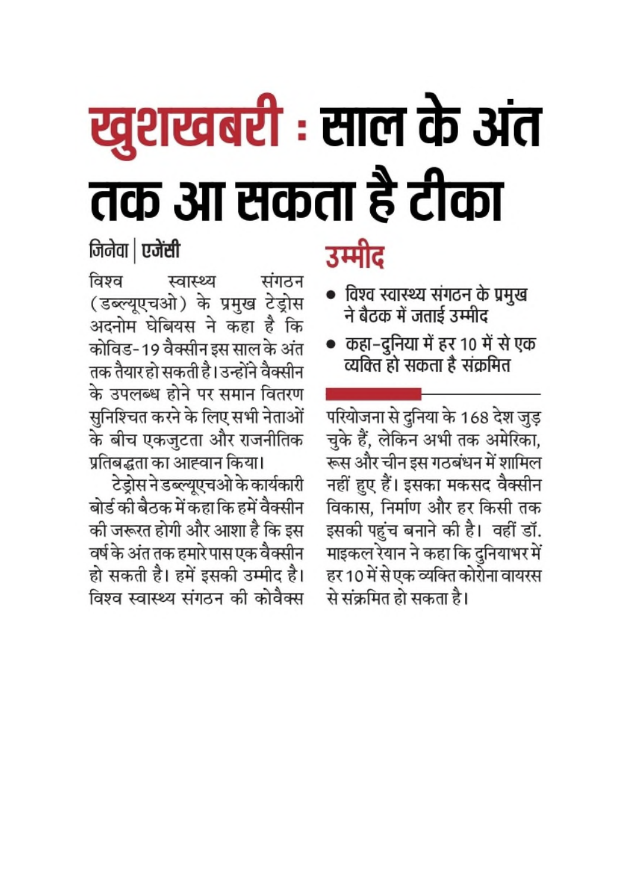# खुशखबरी : साल के अंत तक आ सकता है टीका

**जिनेवा | एजेंसी**

विश्व स्वास्थ्य संगठन (डब्ल्यूएचओ) के प्रमुख टेड्रोस अदनोम घेबियस ने कहा है कि कोविड-19 वैक्सीन इस साल के अंत तक तैयार हो सकती है। उन्होंने वैक्सीन के उपलब्ध होने पर समान वितरण सुनिश्चित करने के लिए सभी नेताओं के बीच एकजुटता और राजनीतिक प्रतिबद्धता का आह्वान किया।

टेड्रोस ने डब्ल्यूएचओ के कार्यकारी बोर्ड की बैठक में कहा कि हमें वैक्सीन की जरूरत होगी और आशा है कि इस वर्ष के अंत तक हमारे पास एक वैक्सीन हो सकती है। हमें इसकी उम्मीद है। विश्व स्वास्थ्य संगठन की कोवैक्स परियोजना से दुनिया के 168 देश जुड़ चुके हैं, लेकिन अभी तक अमेरिका, रूस और चीन इस गठबंधन में शामिल नहीं हुए हैं। इसका मकसद वैक्सीन विकास, निर्माण और हर किसी तक इसकी पहुंच बनाने की है। वहीं डॉ. माइकल रेयान ने कहा कि दुनियाभर में हर 10 में से एक व्यक्ति कोरोना वायरस से संक्रमित हो सकता है।

## उम्मीद

- विश्व स्वास्थ्य संगठन के प्रमुख ने बैठक में जताई उम्मीद
- कहा-दुनिया में हर 10 में से एक व्यक्ति हो सकता है संक्रमित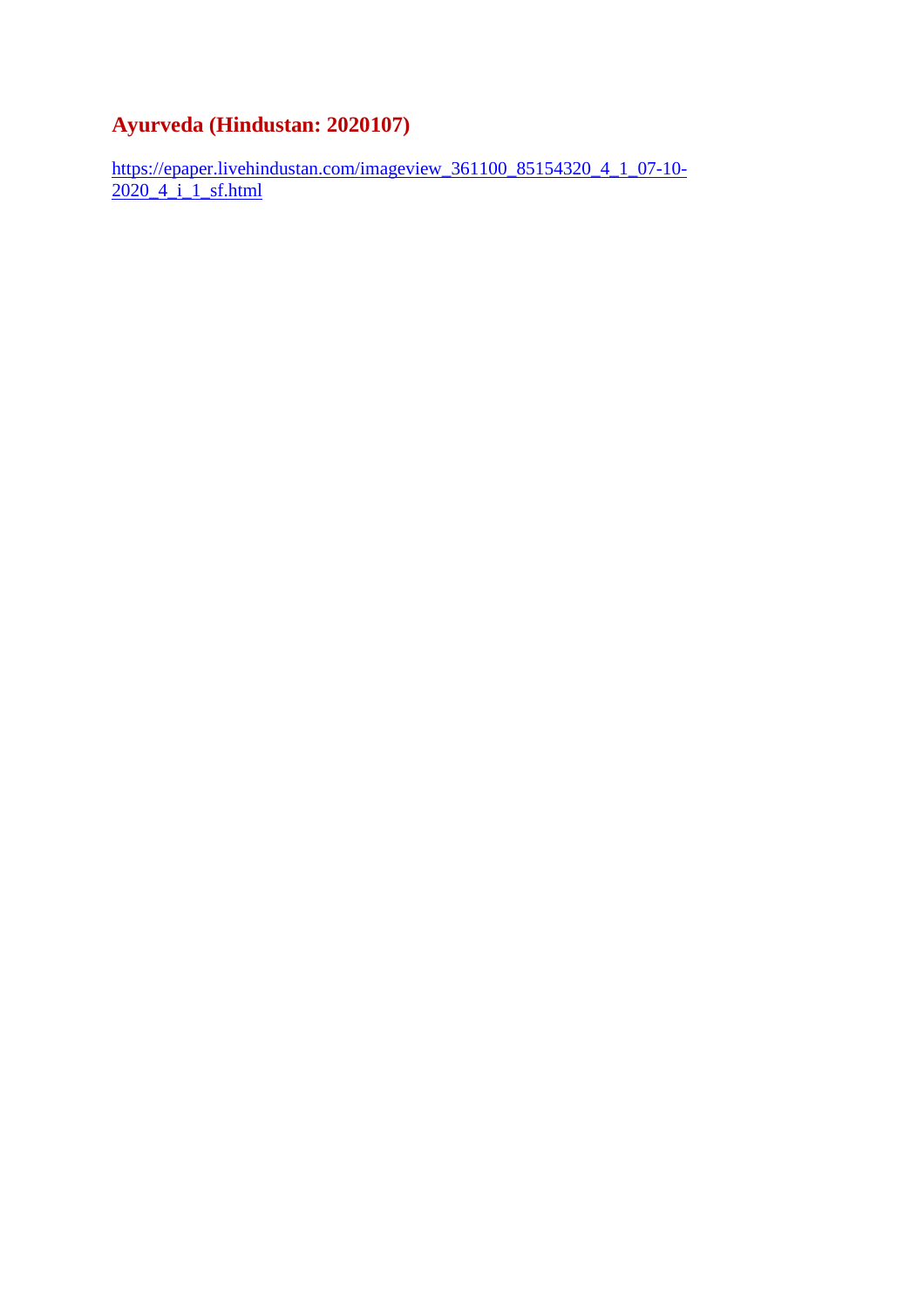## Ayurveda (Hindustan: 2020107)

https://epaper.livehindustan.com/imageview_361100_85154320_4_1_07-10-2020_4_i_1_sf.html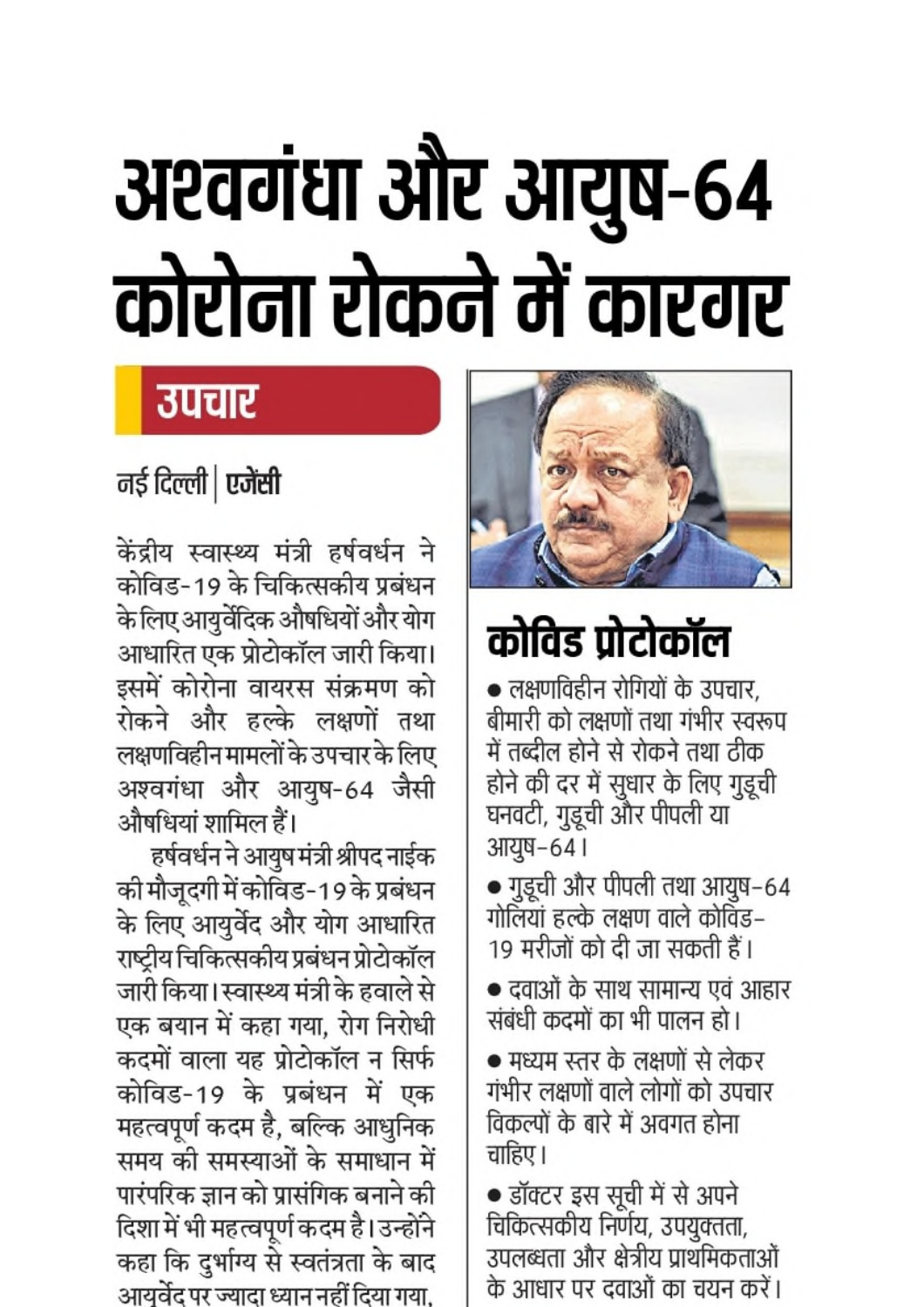# अश्वगंधा और आयुष-64 कोरोना रोकने में कारगर

## उपचार

**नई दिल्ली | एजेंसी**

केंद्रीय स्वास्थ्य मंत्री हर्षवर्धन ने कोविड-19 के चिकित्सकीय प्रबंधन के लिए आयुर्वेदिक औषधियों और योग आधारित एक प्रोटोकॉल जारी किया। इसमें कोरोना वायरस संक्रमण को रोकने और हल्के लक्षणों तथा लक्षणविहीन मामलों के उपचार के लिए अश्वगंधा और आयुष-64 जैसी औषधियां शामिल हैं।

हर्षवर्धन ने आयुष मंत्री श्रीपद नाईक की मौजूदगी में कोविड-19 के प्रबंधन के लिए आयुर्वेद और योग आधारित राष्ट्रीय चिकित्सकीय प्रबंधन प्रोटोकॉल जारी किया। स्वास्थ्य मंत्री के हवाले से एक बयान में कहा गया, रोग निरोधी कदमों वाला यह प्रोटोकॉल न सिर्फ कोविड-19 के प्रबंधन में एक महत्वपूर्ण कदम है, बल्कि आधुनिक समय की समस्याओं के समाधान में पारंपरिक ज्ञान को प्रासंगिक बनाने की दिशा में भी महत्वपूर्ण कदम है। उन्होंने कहा कि दुर्भाग्य से स्वतंत्रता के बाद आयुर्वेद पर ज्यादा ध्यान नहीं दिया गया,

## कोविड प्रोटोकॉल

- लक्षणविहीन रोगियों के उपचार, बीमारी को लक्षणों तथा गंभीर स्वरूप में तब्दील होने से रोकने तथा ठीक होने की दर में सुधार के लिए गुडूची घनवटी, गुडूची और पीपली या आयुष-64।
- गुडूची और पीपली तथा आयुष-64 गोलियां हल्के लक्षण वाले कोविड-19 मरीजों को दी जा सकती हैं।
- दवाओं के साथ सामान्य एवं आहार संबंधी कदमों का भी पालन हो।
- मध्यम स्तर के लक्षणों से लेकर गंभीर लक्षणों वाले लोगों को उपचार विकल्पों के बारे में अवगत होना चाहिए।
- डॉक्टर इस सूची में से अपने चिकित्सकीय निर्णय, उपयुक्तता, उपलब्धता और क्षेत्रीय प्राथमिकताओं के आधार पर दवाओं का चयन करें।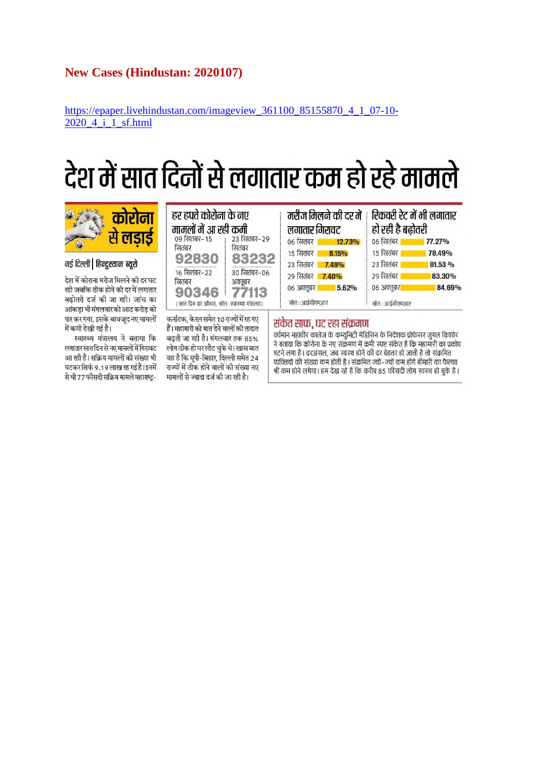**New Cases (Hindustan: 2020107)**

https://epaper.livehindustan.com/imageview_361100_85155870_4_1_07-10-2020_4_i_1_sf.html

# देश में सात दिनों से लगातार कम हो रहे मामले

**कोरोना से लड़ाई**

**नई दिल्ली | हिन्दुस्तान ब्यूरो**

देश में कोराना मरीज मिलने की दर घट रही जबकि ठीक होने की दर में लगातार बढ़ोतरी दर्ज की जा रही। जांच का आंकड़ा भी मंगलवार को आठ करोड़ को पार कर गया, इसके बावजूद नए मामलों में कमी देखी गई है।

स्वास्थ्य मंत्रालय ने बताया कि लगातार सात दिन से नए मामलों में गिरावट आ रही है। सक्रिय मामलों की संख्या भी घटकर सिर्फ 9.19 लाख रह गई है। इनमें से भी 77 फीसदी सक्रिय मामले महाराष्ट्र-कर्नाटक, केरल समेत 10 राज्यों में रह गए हैं। महामारी को मात देने वालों की तादात बढ़ती जा रही है। मंगलवार तक 85% लोग ठीक हो घर लौट चुके थे। खास बात यह है कि यूपी-बिहार, दिल्ली समेत 24 राज्यों में ठीक होने वालों की संख्या नए मामलों से ज्यादा दर्ज की जा रही है।

**हर हफ्ते कोरोना के नए मामलों में आ रही कमी**

| | |
|---|---|
| 09 सितंबर-15 सितंबर: 92830 | 23 सितंबर-29 सितंबर: 83232 |
| 16 सितंबर-22 सितंबर: 90346 | 30 सितंबर-06 अक्तूबर: 77113 |

(सात दिन का औसत, स्रोत: स्वास्थ्य मंत्रालय)

**मरीज मिलने की दर में लगातार गिरावट**

06 सितंबर 12.73%
15 सितंबर 8.15%
23 सितंबर 7.49%
29 सितंबर 7.40%
06 अक्तूबर 5.62%

स्रोत: आईसीएमआर

**रिकवरी रेट में भी लगातार हो रही है बढ़ोतरी**

06 सितंबर 77.27%
15 सितंबर 78.49%
23 सितंबर 81.53 %
29 सितंबर 83.30%
06 अक्तूबर 84.69%

स्रोत: आईसीएमआर

## संकेत साफ, घट रहा संक्रमण

वर्धमान महावीर कालेज के कम्युनिटी मेडिसिन के निदेशक प्रोफेसर जुगल किशोर ने बताया कि कोरोना के नए संक्रमण में कमी स्पष्ट संकेत है कि महामारी का प्रकोप घटने लगा है। दरअसल, जब स्वस्थ होने की दर बेहतर हो जाती है तो संक्रमित व्यक्तियों की संख्या कम होती है। संक्रमित ज्यों-ज्यों कम होंगे बीमारी का फैलाव भी कम होने लगेगा। हम देख रहे हैं कि करीब 85 फीसदी लोग स्वस्थ हो चुके हैं।